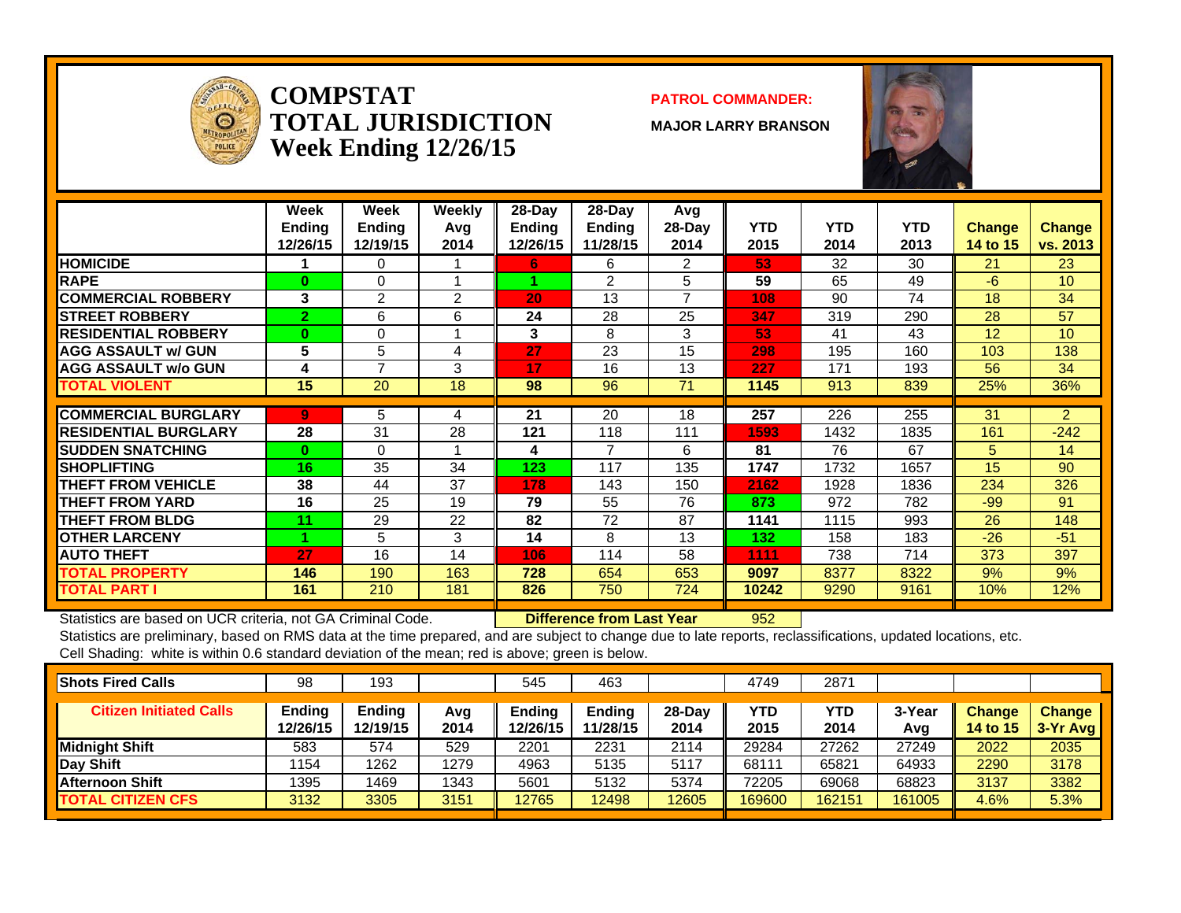# COMPSTAT TOTAL JURISDICTION Week Ending 12/26/15

**PATROL COMMANDER:**

**MAJOR LARRY BRANSON**

| | Week Ending 12/26/15 | Week Ending 12/19/15 | Weekly Avg 2014 | 28-Day Ending 12/26/15 | 28-Day Ending 11/28/15 | Avg 28-Day 2014 | YTD 2015 | YTD 2014 | YTD 2013 | Change 14 to 15 | Change vs. 2013 |
|---|---|---|---|---|---|---|---|---|---|---|---|
| HOMICIDE | 1 | 0 | 1 | 6 | 6 | 2 | 53 | 32 | 30 | 21 | 23 |
| RAPE | 0 | 0 | 1 | 1 | 2 | 5 | 59 | 65 | 49 | -6 | 10 |
| COMMERCIAL ROBBERY | 3 | 2 | 2 | 20 | 13 | 7 | 108 | 90 | 74 | 18 | 34 |
| STREET ROBBERY | 2 | 6 | 6 | 24 | 28 | 25 | 347 | 319 | 290 | 28 | 57 |
| RESIDENTIAL ROBBERY | 0 | 0 | 1 | 3 | 8 | 3 | 53 | 41 | 43 | 12 | 10 |
| AGG ASSAULT w/ GUN | 5 | 5 | 4 | 27 | 23 | 15 | 298 | 195 | 160 | 103 | 138 |
| AGG ASSAULT w/o GUN | 4 | 7 | 3 | 17 | 16 | 13 | 227 | 171 | 193 | 56 | 34 |
| TOTAL VIOLENT | 15 | 20 | 18 | 98 | 96 | 71 | 1145 | 913 | 839 | 25% | 36% |
| COMMERCIAL BURGLARY | 9 | 5 | 4 | 21 | 20 | 18 | 257 | 226 | 255 | 31 | 2 |
| RESIDENTIAL BURGLARY | 28 | 31 | 28 | 121 | 118 | 111 | 1593 | 1432 | 1835 | 161 | -242 |
| SUDDEN SNATCHING | 0 | 0 | 1 | 4 | 7 | 6 | 81 | 76 | 67 | 5 | 14 |
| SHOPLIFTING | 16 | 35 | 34 | 123 | 117 | 135 | 1747 | 1732 | 1657 | 15 | 90 |
| THEFT FROM VEHICLE | 38 | 44 | 37 | 178 | 143 | 150 | 2162 | 1928 | 1836 | 234 | 326 |
| THEFT FROM YARD | 16 | 25 | 19 | 79 | 55 | 76 | 873 | 972 | 782 | -99 | 91 |
| THEFT FROM BLDG | 11 | 29 | 22 | 82 | 72 | 87 | 1141 | 1115 | 993 | 26 | 148 |
| OTHER LARCENY | 1 | 5 | 3 | 14 | 8 | 13 | 132 | 158 | 183 | -26 | -51 |
| AUTO THEFT | 27 | 16 | 14 | 106 | 114 | 58 | 1111 | 738 | 714 | 373 | 397 |
| TOTAL PROPERTY | 146 | 190 | 163 | 728 | 654 | 653 | 9097 | 8377 | 8322 | 9% | 9% |
| TOTAL PART I | 161 | 210 | 181 | 826 | 750 | 724 | 10242 | 9290 | 9161 | 10% | 12% |

Statistics are based on UCR criteria, not GA Criminal Code. **Difference from Last Year** 952

Statistics are preliminary, based on RMS data at the time prepared, and are subject to change due to late reports, reclassifications, updated locations, etc.

Cell Shading: white is within 0.6 standard deviation of the mean; red is above; green is below.

| Shots Fired Calls | 98 | 193 | | 545 | 463 | | 4749 | 2871 | | | |
|---|---|---|---|---|---|---|---|---|---|---|---|
| **Citizen Initiated Calls** | **Ending 12/26/15** | **Ending 12/19/15** | **Avg 2014** | **Ending 12/26/15** | **Ending 11/28/15** | **28-Day 2014** | **YTD 2015** | **YTD 2014** | **3-Year Avg** | **Change 14 to 15** | **Change 3-Yr Avg** |
| Midnight Shift | 583 | 574 | 529 | 2201 | 2231 | 2114 | 29284 | 27262 | 27249 | 2022 | 2035 |
| Day Shift | 1154 | 1262 | 1279 | 4963 | 5135 | 5117 | 68111 | 65821 | 64933 | 2290 | 3178 |
| Afternoon Shift | 1395 | 1469 | 1343 | 5601 | 5132 | 5374 | 72205 | 69068 | 68823 | 3137 | 3382 |
| TOTAL CITIZEN CFS | 3132 | 3305 | 3151 | 12765 | 12498 | 12605 | 169600 | 162151 | 161005 | 4.6% | 5.3% |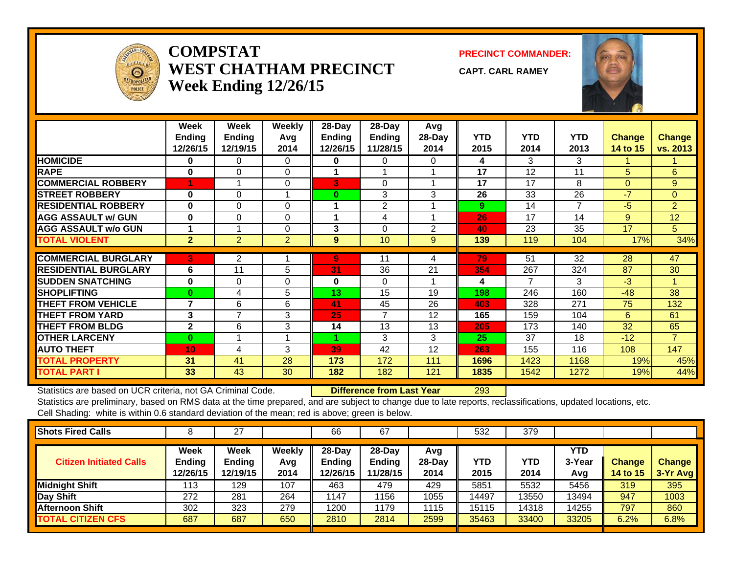# COMPSTAT
# WEST CHATHAM PRECINCT
## Week Ending 12/26/15

**PRECINCT COMMANDER:**

**CAPT. CARL RAMEY**

| | Week Ending 12/26/15 | Week Ending 12/19/15 | Weekly Avg 2014 | 28-Day Ending 12/26/15 | 28-Day Ending 11/28/15 | Avg 28-Day 2014 | YTD 2015 | YTD 2014 | YTD 2013 | Change 14 to 15 | Change vs. 2013 |
|---|---|---|---|---|---|---|---|---|---|---|---|
| HOMICIDE | 0 | 0 | 0 | 0 | 0 | 0 | 4 | 3 | 3 | 1 | 1 |
| RAPE | 0 | 0 | 0 | 1 | 1 | 1 | 17 | 12 | 11 | 5 | 6 |
| COMMERCIAL ROBBERY | 1 | 1 | 0 | 3 | 0 | 1 | 17 | 17 | 8 | 0 | 9 |
| STREET ROBBERY | 0 | 0 | 1 | 0 | 3 | 3 | 26 | 33 | 26 | -7 | 0 |
| RESIDENTIAL ROBBERY | 0 | 0 | 0 | 1 | 2 | 1 | 9 | 14 | 7 | -5 | 2 |
| AGG ASSAULT w/ GUN | 0 | 0 | 0 | 1 | 4 | 1 | 26 | 17 | 14 | 9 | 12 |
| AGG ASSAULT w/o GUN | 1 | 1 | 0 | 3 | 0 | 2 | 40 | 23 | 35 | 17 | 5 |
| TOTAL VIOLENT | 2 | 2 | 2 | 9 | 10 | 9 | 139 | 119 | 104 | 17% | 34% |
| COMMERCIAL BURGLARY | 3 | 2 | 1 | 9 | 11 | 4 | 79 | 51 | 32 | 28 | 47 |
| RESIDENTIAL BURGLARY | 6 | 11 | 5 | 31 | 36 | 21 | 354 | 267 | 324 | 87 | 30 |
| SUDDEN SNATCHING | 0 | 0 | 0 | 0 | 0 | 1 | 4 | 7 | 3 | -3 | 1 |
| SHOPLIFTING | 0 | 4 | 5 | 13 | 15 | 19 | 198 | 246 | 160 | -48 | 38 |
| THEFT FROM VEHICLE | 7 | 6 | 6 | 41 | 45 | 26 | 403 | 328 | 271 | 75 | 132 |
| THEFT FROM YARD | 3 | 7 | 3 | 25 | 7 | 12 | 165 | 159 | 104 | 6 | 61 |
| THEFT FROM BLDG | 2 | 6 | 3 | 14 | 13 | 13 | 205 | 173 | 140 | 32 | 65 |
| OTHER LARCENY | 0 | 1 | 1 | 1 | 3 | 3 | 25 | 37 | 18 | -12 | 7 |
| AUTO THEFT | 10 | 4 | 3 | 39 | 42 | 12 | 263 | 155 | 116 | 108 | 147 |
| TOTAL PROPERTY | 31 | 41 | 28 | 173 | 172 | 111 | 1696 | 1423 | 1168 | 19% | 45% |
| TOTAL PART I | 33 | 43 | 30 | 182 | 182 | 121 | 1835 | 1542 | 1272 | 19% | 44% |

Statistics are based on UCR criteria, not GA Criminal Code. **Difference from Last Year** 293

Statistics are preliminary, based on RMS data at the time prepared, and are subject to change due to late reports, reclassifications, updated locations, etc.

Cell Shading: white is within 0.6 standard deviation of the mean; red is above; green is below.

| Shots Fired Calls | 8 | 27 | | 66 | 67 | | 532 | 379 | | | |
|---|---|---|---|---|---|---|---|---|---|---|---|

| Citizen Initiated Calls | Week Ending 12/26/15 | Week Ending 12/19/15 | Weekly Avg 2014 | 28-Day Ending 12/26/15 | 28-Day Ending 11/28/15 | Avg 28-Day 2014 | YTD 2015 | YTD 2014 | YTD 3-Year Avg | Change 14 to 15 | Change 3-Yr Avg |
|---|---|---|---|---|---|---|---|---|---|---|---|
| Midnight Shift | 113 | 129 | 107 | 463 | 479 | 429 | 5851 | 5532 | 5456 | 319 | 395 |
| Day Shift | 272 | 281 | 264 | 1147 | 1156 | 1055 | 14497 | 13550 | 13494 | 947 | 1003 |
| Afternoon Shift | 302 | 323 | 279 | 1200 | 1179 | 1115 | 15115 | 14318 | 14255 | 797 | 860 |
| TOTAL CITIZEN CFS | 687 | 687 | 650 | 2810 | 2814 | 2599 | 35463 | 33400 | 33205 | 6.2% | 6.8% |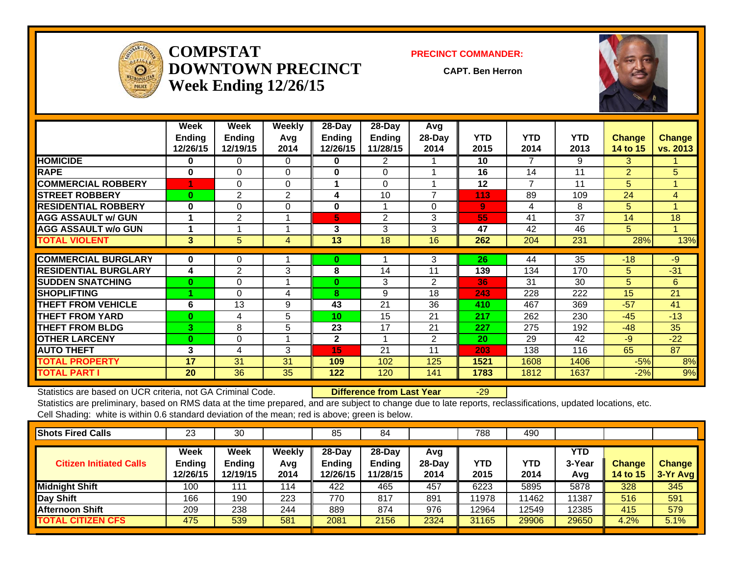# COMPSTAT DOWNTOWN PRECINCT
## Week Ending 12/26/15

**PRECINCT COMMANDER:**

**CAPT. Ben Herron**

| | Week Ending 12/26/15 | Week Ending 12/19/15 | Weekly Avg 2014 | 28-Day Ending 12/26/15 | 28-Day Ending 11/28/15 | Avg 28-Day 2014 | YTD 2015 | YTD 2014 | YTD 2013 | Change 14 to 15 | Change vs. 2013 |
|---|---|---|---|---|---|---|---|---|---|---|---|
| HOMICIDE | 0 | 0 | 0 | 0 | 2 | 1 | 10 | 7 | 9 | 3 | 1 |
| RAPE | 0 | 0 | 0 | 0 | 0 | 1 | 16 | 14 | 11 | 2 | 5 |
| COMMERCIAL ROBBERY | 1 | 0 | 0 | 1 | 0 | 1 | 12 | 7 | 11 | 5 | 1 |
| STREET ROBBERY | 0 | 2 | 2 | 4 | 10 | 7 | 113 | 89 | 109 | 24 | 4 |
| RESIDENTIAL ROBBERY | 0 | 0 | 0 | 0 | 1 | 0 | 9 | 4 | 8 | 5 | 1 |
| AGG ASSAULT w/ GUN | 1 | 2 | 1 | 5 | 2 | 3 | 55 | 41 | 37 | 14 | 18 |
| AGG ASSAULT w/o GUN | 1 | 1 | 1 | 3 | 3 | 3 | 47 | 42 | 46 | 5 | 1 |
| TOTAL VIOLENT | 3 | 5 | 4 | 13 | 18 | 16 | 262 | 204 | 231 | 28% | 13% |
| COMMERCIAL BURGLARY | 0 | 0 | 1 | 0 | 1 | 3 | 26 | 44 | 35 | -18 | -9 |
| RESIDENTIAL BURGLARY | 4 | 2 | 3 | 8 | 14 | 11 | 139 | 134 | 170 | 5 | -31 |
| SUDDEN SNATCHING | 0 | 0 | 1 | 0 | 3 | 2 | 36 | 31 | 30 | 5 | 6 |
| SHOPLIFTING | 1 | 0 | 4 | 8 | 9 | 18 | 243 | 228 | 222 | 15 | 21 |
| THEFT FROM VEHICLE | 6 | 13 | 9 | 43 | 21 | 36 | 410 | 467 | 369 | -57 | 41 |
| THEFT FROM YARD | 0 | 4 | 5 | 10 | 15 | 21 | 217 | 262 | 230 | -45 | -13 |
| THEFT FROM BLDG | 3 | 8 | 5 | 23 | 17 | 21 | 227 | 275 | 192 | -48 | 35 |
| OTHER LARCENY | 0 | 0 | 1 | 2 | 1 | 2 | 20 | 29 | 42 | -9 | -22 |
| AUTO THEFT | 3 | 4 | 3 | 15 | 21 | 11 | 203 | 138 | 116 | 65 | 87 |
| TOTAL PROPERTY | 17 | 31 | 31 | 109 | 102 | 125 | 1521 | 1608 | 1406 | -5% | 8% |
| TOTAL PART I | 20 | 36 | 35 | 122 | 120 | 141 | 1783 | 1812 | 1637 | -2% | 9% |

Statistics are based on UCR criteria, not GA Criminal Code. **Difference from Last Year** -29

Statistics are preliminary, based on RMS data at the time prepared, and are subject to change due to late reports, reclassifications, updated locations, etc.

Cell Shading: white is within 0.6 standard deviation of the mean; red is above; green is below.

| Shots Fired Calls | 23 | 30 | | 85 | 84 | | 788 | 490 | | | |
|---|---|---|---|---|---|---|---|---|---|---|---|
| **Citizen Initiated Calls** | **Week Ending 12/26/15** | **Week Ending 12/19/15** | **Weekly Avg 2014** | **28-Day Ending 12/26/15** | **28-Day Ending 11/28/15** | **Avg 28-Day 2014** | **YTD 2015** | **YTD 2014** | **YTD 3-Year Avg** | **Change 14 to 15** | **Change 3-Yr Avg** |
| Midnight Shift | 100 | 111 | 114 | 422 | 465 | 457 | 6223 | 5895 | 5878 | 328 | 345 |
| Day Shift | 166 | 190 | 223 | 770 | 817 | 891 | 11978 | 11462 | 11387 | 516 | 591 |
| Afternoon Shift | 209 | 238 | 244 | 889 | 874 | 976 | 12964 | 12549 | 12385 | 415 | 579 |
| TOTAL CITIZEN CFS | 475 | 539 | 581 | 2081 | 2156 | 2324 | 31165 | 29906 | 29650 | 4.2% | 5.1% |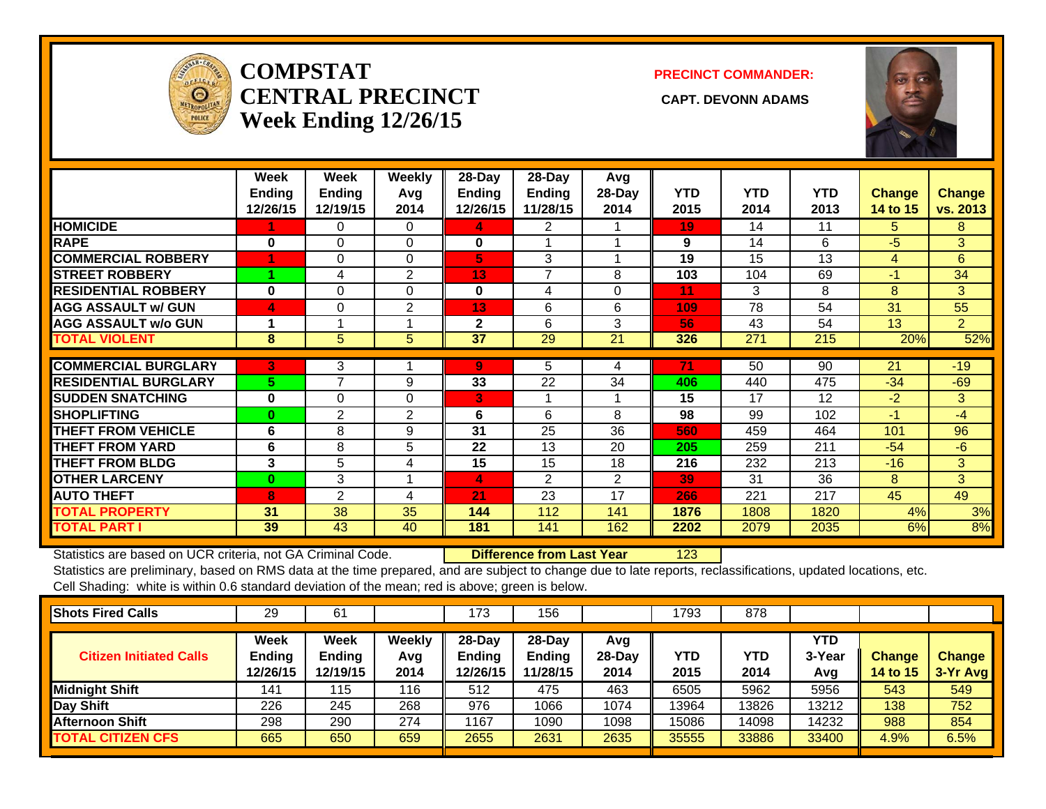# COMPSTAT CENTRAL PRECINCT Week Ending 12/26/15

**PRECINCT COMMANDER:**

**CAPT. DEVONN ADAMS**

| | Week Ending 12/26/15 | Week Ending 12/19/15 | Weekly Avg 2014 | 28-Day Ending 12/26/15 | 28-Day Ending 11/28/15 | Avg 28-Day 2014 | YTD 2015 | YTD 2014 | YTD 2013 | Change 14 to 15 | Change vs. 2013 |
|---|---|---|---|---|---|---|---|---|---|---|---|
| HOMICIDE | 1 | 0 | 0 | 4 | 2 | 1 | 19 | 14 | 11 | 5 | 8 |
| RAPE | 0 | 0 | 0 | 0 | 1 | 1 | 9 | 14 | 6 | -5 | 3 |
| COMMERCIAL ROBBERY | 1 | 0 | 0 | 5 | 3 | 1 | 19 | 15 | 13 | 4 | 6 |
| STREET ROBBERY | 1 | 4 | 2 | 13 | 7 | 8 | 103 | 104 | 69 | -1 | 34 |
| RESIDENTIAL ROBBERY | 0 | 0 | 0 | 0 | 4 | 0 | 11 | 3 | 8 | 8 | 3 |
| AGG ASSAULT w/ GUN | 4 | 0 | 2 | 13 | 6 | 6 | 109 | 78 | 54 | 31 | 55 |
| AGG ASSAULT w/o GUN | 1 | 1 | 1 | 2 | 6 | 3 | 56 | 43 | 54 | 13 | 2 |
| TOTAL VIOLENT | 8 | 5 | 5 | 37 | 29 | 21 | 326 | 271 | 215 | 20% | 52% |
| COMMERCIAL BURGLARY | 3 | 3 | 1 | 9 | 5 | 4 | 71 | 50 | 90 | 21 | -19 |
| RESIDENTIAL BURGLARY | 5 | 7 | 9 | 33 | 22 | 34 | 406 | 440 | 475 | -34 | -69 |
| SUDDEN SNATCHING | 0 | 0 | 0 | 3 | 1 | 1 | 15 | 17 | 12 | -2 | 3 |
| SHOPLIFTING | 0 | 2 | 2 | 6 | 6 | 8 | 98 | 99 | 102 | -1 | -4 |
| THEFT FROM VEHICLE | 6 | 8 | 9 | 31 | 25 | 36 | 560 | 459 | 464 | 101 | 96 |
| THEFT FROM YARD | 6 | 8 | 5 | 22 | 13 | 20 | 205 | 259 | 211 | -54 | -6 |
| THEFT FROM BLDG | 3 | 5 | 4 | 15 | 15 | 18 | 216 | 232 | 213 | -16 | 3 |
| OTHER LARCENY | 0 | 3 | 1 | 4 | 2 | 2 | 39 | 31 | 36 | 8 | 3 |
| AUTO THEFT | 8 | 2 | 4 | 21 | 23 | 17 | 266 | 221 | 217 | 45 | 49 |
| TOTAL PROPERTY | 31 | 38 | 35 | 144 | 112 | 141 | 1876 | 1808 | 1820 | 4% | 3% |
| TOTAL PART I | 39 | 43 | 40 | 181 | 141 | 162 | 2202 | 2079 | 2035 | 6% | 8% |

Statistics are based on UCR criteria, not GA Criminal Code. **Difference from Last Year** 123

Statistics are preliminary, based on RMS data at the time prepared, and are subject to change due to late reports, reclassifications, updated locations, etc.

Cell Shading: white is within 0.6 standard deviation of the mean; red is above; green is below.

| Shots Fired Calls | 29 | 61 | | 173 | 156 | | 1793 | 878 | | | |
|---|---|---|---|---|---|---|---|---|---|---|---|
| **Citizen Initiated Calls** | **Week Ending 12/26/15** | **Week Ending 12/19/15** | **Weekly Avg 2014** | **28-Day Ending 12/26/15** | **28-Day Ending 11/28/15** | **Avg 28-Day 2014** | **YTD 2015** | **YTD 2014** | **YTD 3-Year Avg** | **Change 14 to 15** | **Change 3-Yr Avg** |
| Midnight Shift | 141 | 115 | 116 | 512 | 475 | 463 | 6505 | 5962 | 5956 | 543 | 549 |
| Day Shift | 226 | 245 | 268 | 976 | 1066 | 1074 | 13964 | 13826 | 13212 | 138 | 752 |
| Afternoon Shift | 298 | 290 | 274 | 1167 | 1090 | 1098 | 15086 | 14098 | 14232 | 988 | 854 |
| TOTAL CITIZEN CFS | 665 | 650 | 659 | 2655 | 2631 | 2635 | 35555 | 33886 | 33400 | 4.9% | 6.5% |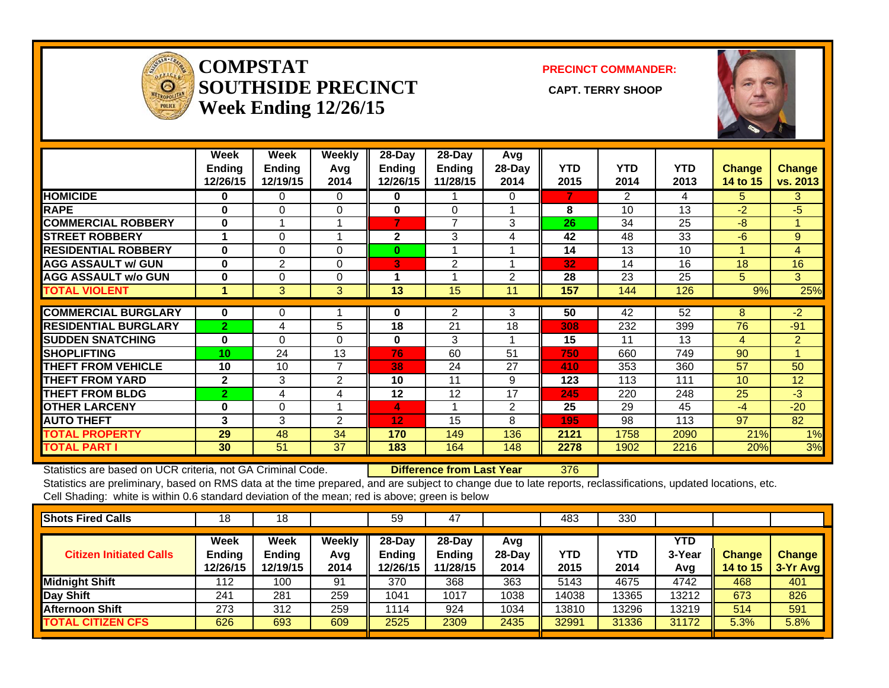# COMPSTAT
# SOUTHSIDE PRECINCT
## Week Ending 12/26/15

**PRECINCT COMMANDER:**

**CAPT. TERRY SHOOP**

| | Week Ending 12/26/15 | Week Ending 12/19/15 | Weekly Avg 2014 | 28-Day Ending 12/26/15 | 28-Day Ending 11/28/15 | Avg 28-Day 2014 | YTD 2015 | YTD 2014 | YTD 2013 | Change 14 to 15 | Change vs. 2013 |
|---|---|---|---|---|---|---|---|---|---|---|---|
| HOMICIDE | 0 | 0 | 0 | 0 | 1 | 0 | 7 | 2 | 4 | 5 | 3 |
| RAPE | 0 | 0 | 0 | 0 | 0 | 1 | 8 | 10 | 13 | -2 | -5 |
| COMMERCIAL ROBBERY | 0 | 1 | 1 | 7 | 7 | 3 | 26 | 34 | 25 | -8 | 1 |
| STREET ROBBERY | 1 | 0 | 1 | 2 | 3 | 4 | 42 | 48 | 33 | -6 | 9 |
| RESIDENTIAL ROBBERY | 0 | 0 | 0 | 0 | 1 | 1 | 14 | 13 | 10 | 1 | 4 |
| AGG ASSAULT w/ GUN | 0 | 2 | 0 | 3 | 2 | 1 | 32 | 14 | 16 | 18 | 16 |
| AGG ASSAULT w/o GUN | 0 | 0 | 0 | 1 | 1 | 2 | 28 | 23 | 25 | 5 | 3 |
| TOTAL VIOLENT | 1 | 3 | 3 | 13 | 15 | 11 | 157 | 144 | 126 | 9% | 25% |
| COMMERCIAL BURGLARY | 0 | 0 | 1 | 0 | 2 | 3 | 50 | 42 | 52 | 8 | -2 |
| RESIDENTIAL BURGLARY | 2 | 4 | 5 | 18 | 21 | 18 | 308 | 232 | 399 | 76 | -91 |
| SUDDEN SNATCHING | 0 | 0 | 0 | 0 | 3 | 1 | 15 | 11 | 13 | 4 | 2 |
| SHOPLIFTING | 10 | 24 | 13 | 76 | 60 | 51 | 750 | 660 | 749 | 90 | 1 |
| THEFT FROM VEHICLE | 10 | 10 | 7 | 38 | 24 | 27 | 410 | 353 | 360 | 57 | 50 |
| THEFT FROM YARD | 2 | 3 | 2 | 10 | 11 | 9 | 123 | 113 | 111 | 10 | 12 |
| THEFT FROM BLDG | 2 | 4 | 4 | 12 | 12 | 17 | 245 | 220 | 248 | 25 | -3 |
| OTHER LARCENY | 0 | 0 | 1 | 4 | 1 | 2 | 25 | 29 | 45 | -4 | -20 |
| AUTO THEFT | 3 | 3 | 2 | 12 | 15 | 8 | 195 | 98 | 113 | 97 | 82 |
| TOTAL PROPERTY | 29 | 48 | 34 | 170 | 149 | 136 | 2121 | 1758 | 2090 | 21% | 1% |
| TOTAL PART I | 30 | 51 | 37 | 183 | 164 | 148 | 2278 | 1902 | 2216 | 20% | 3% |

Statistics are based on UCR criteria, not GA Criminal Code. **Difference from Last Year** 376

Statistics are preliminary, based on RMS data at the time prepared, and are subject to change due to late reports, reclassifications, updated locations, etc.

Cell Shading: white is within 0.6 standard deviation of the mean; red is above; green is below

| Shots Fired Calls | 18 | 18 | | 59 | 47 | | 483 | 330 | | | |
|---|---|---|---|---|---|---|---|---|---|---|---|
| **Citizen Initiated Calls** | **Week Ending 12/26/15** | **Week Ending 12/19/15** | **Weekly Avg 2014** | **28-Day Ending 12/26/15** | **28-Day Ending 11/28/15** | **Avg 28-Day 2014** | **YTD 2015** | **YTD 2014** | **YTD 3-Year Avg** | **Change 14 to 15** | **Change 3-Yr Avg** |
| Midnight Shift | 112 | 100 | 91 | 370 | 368 | 363 | 5143 | 4675 | 4742 | 468 | 401 |
| Day Shift | 241 | 281 | 259 | 1041 | 1017 | 1038 | 14038 | 13365 | 13212 | 673 | 826 |
| Afternoon Shift | 273 | 312 | 259 | 1114 | 924 | 1034 | 13810 | 13296 | 13219 | 514 | 591 |
| TOTAL CITIZEN CFS | 626 | 693 | 609 | 2525 | 2309 | 2435 | 32991 | 31336 | 31172 | 5.3% | 5.8% |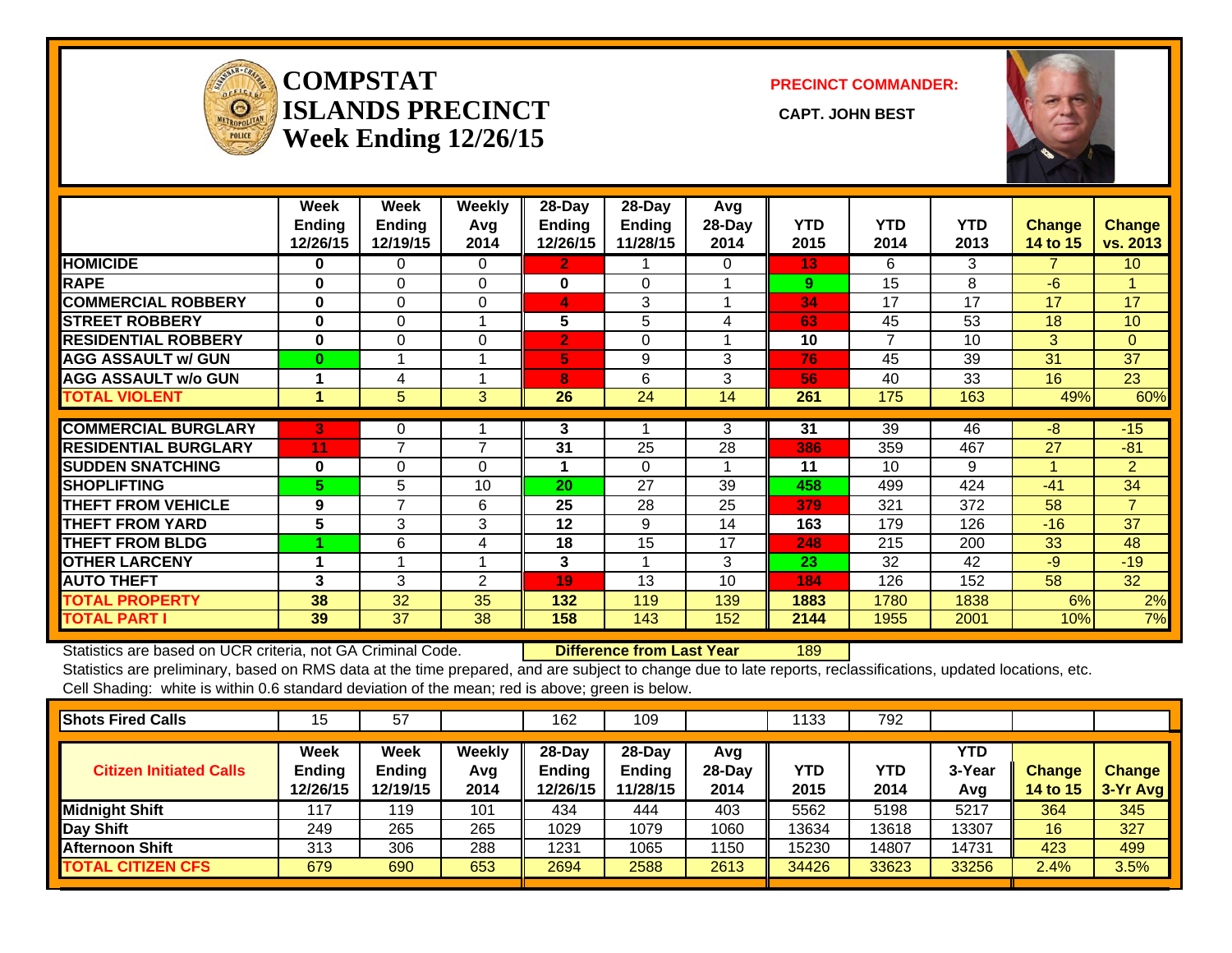# COMPSTAT ISLANDS PRECINCT Week Ending 12/26/15

**PRECINCT COMMANDER:**

**CAPT. JOHN BEST**

| | Week Ending 12/26/15 | Week Ending 12/19/15 | Weekly Avg 2014 | 28-Day Ending 12/26/15 | 28-Day Ending 11/28/15 | Avg 28-Day 2014 | YTD 2015 | YTD 2014 | YTD 2013 | Change 14 to 15 | Change vs. 2013 |
|---|---|---|---|---|---|---|---|---|---|---|---|
| HOMICIDE | 0 | 0 | 0 | 2 | 1 | 0 | 13 | 6 | 3 | 7 | 10 |
| RAPE | 0 | 0 | 0 | 0 | 0 | 1 | 9 | 15 | 8 | -6 | 1 |
| COMMERCIAL ROBBERY | 0 | 0 | 0 | 4 | 3 | 1 | 34 | 17 | 17 | 17 | 17 |
| STREET ROBBERY | 0 | 0 | 1 | 5 | 5 | 4 | 63 | 45 | 53 | 18 | 10 |
| RESIDENTIAL ROBBERY | 0 | 0 | 0 | 2 | 0 | 1 | 10 | 7 | 10 | 3 | 0 |
| AGG ASSAULT w/ GUN | 0 | 1 | 1 | 5 | 9 | 3 | 76 | 45 | 39 | 31 | 37 |
| AGG ASSAULT w/o GUN | 1 | 4 | 1 | 8 | 6 | 3 | 56 | 40 | 33 | 16 | 23 |
| TOTAL VIOLENT | 1 | 5 | 3 | 26 | 24 | 14 | 261 | 175 | 163 | 49% | 60% |
| COMMERCIAL BURGLARY | 3 | 0 | 1 | 3 | 1 | 3 | 31 | 39 | 46 | -8 | -15 |
| RESIDENTIAL BURGLARY | 11 | 7 | 7 | 31 | 25 | 28 | 386 | 359 | 467 | 27 | -81 |
| SUDDEN SNATCHING | 0 | 0 | 0 | 1 | 0 | 1 | 11 | 10 | 9 | 1 | 2 |
| SHOPLIFTING | 5 | 5 | 10 | 20 | 27 | 39 | 458 | 499 | 424 | -41 | 34 |
| THEFT FROM VEHICLE | 9 | 7 | 6 | 25 | 28 | 25 | 379 | 321 | 372 | 58 | 7 |
| THEFT FROM YARD | 5 | 3 | 3 | 12 | 9 | 14 | 163 | 179 | 126 | -16 | 37 |
| THEFT FROM BLDG | 1 | 6 | 4 | 18 | 15 | 17 | 248 | 215 | 200 | 33 | 48 |
| OTHER LARCENY | 1 | 1 | 1 | 3 | 1 | 3 | 23 | 32 | 42 | -9 | -19 |
| AUTO THEFT | 3 | 3 | 2 | 19 | 13 | 10 | 184 | 126 | 152 | 58 | 32 |
| TOTAL PROPERTY | 38 | 32 | 35 | 132 | 119 | 139 | 1883 | 1780 | 1838 | 6% | 2% |
| TOTAL PART I | 39 | 37 | 38 | 158 | 143 | 152 | 2144 | 1955 | 2001 | 10% | 7% |

Statistics are based on UCR criteria, not GA Criminal Code. **Difference from Last Year** 189

Statistics are preliminary, based on RMS data at the time prepared, and are subject to change due to late reports, reclassifications, updated locations, etc.

Cell Shading: white is within 0.6 standard deviation of the mean; red is above; green is below.

| Shots Fired Calls | 15 | 57 | | 162 | 109 | | 1133 | 792 | | | |
|---|---|---|---|---|---|---|---|---|---|---|---|
| **Citizen Initiated Calls** | **Week Ending 12/26/15** | **Week Ending 12/19/15** | **Weekly Avg 2014** | **28-Day Ending 12/26/15** | **28-Day Ending 11/28/15** | **Avg 28-Day 2014** | **YTD 2015** | **YTD 2014** | **YTD 3-Year Avg** | **Change 14 to 15** | **Change 3-Yr Avg** |
| Midnight Shift | 117 | 119 | 101 | 434 | 444 | 403 | 5562 | 5198 | 5217 | 364 | 345 |
| Day Shift | 249 | 265 | 265 | 1029 | 1079 | 1060 | 13634 | 13618 | 13307 | 16 | 327 |
| Afternoon Shift | 313 | 306 | 288 | 1231 | 1065 | 1150 | 15230 | 14807 | 14731 | 423 | 499 |
| TOTAL CITIZEN CFS | 679 | 690 | 653 | 2694 | 2588 | 2613 | 34426 | 33623 | 33256 | 2.4% | 3.5% |